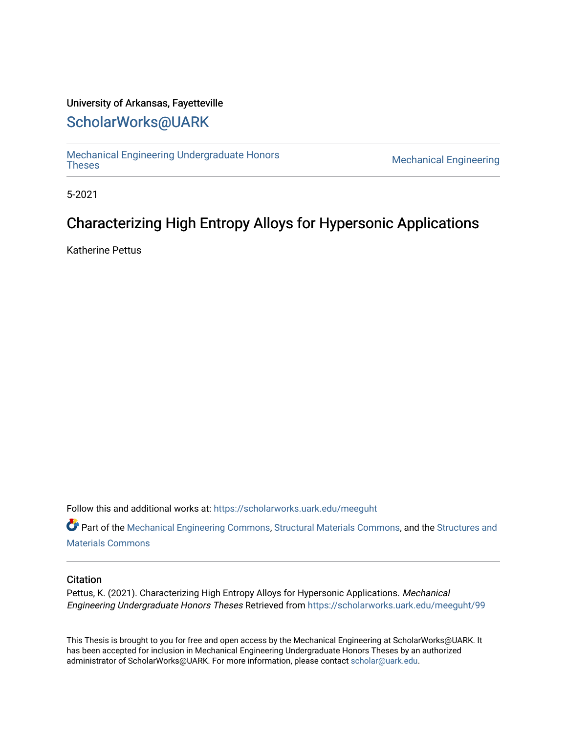University of Arkansas, Fayetteville

# ScholarWorks@UARK

Mechanical Engineering Undergraduate Honors Theses | Mechanical Engineering

5-2021

## Characterizing High Entropy Alloys for Hypersonic Applications

Katherine Pettus

Follow this and additional works at: https://scholarworks.uark.edu/meeguht

Part of the Mechanical Engineering Commons, Structural Materials Commons, and the Structures and Materials Commons

### Citation

Pettus, K. (2021). Characterizing High Entropy Alloys for Hypersonic Applications. *Mechanical Engineering Undergraduate Honors Theses* Retrieved from https://scholarworks.uark.edu/meeguht/99

This Thesis is brought to you for free and open access by the Mechanical Engineering at ScholarWorks@UARK. It has been accepted for inclusion in Mechanical Engineering Undergraduate Honors Theses by an authorized administrator of ScholarWorks@UARK. For more information, please contact scholar@uark.edu.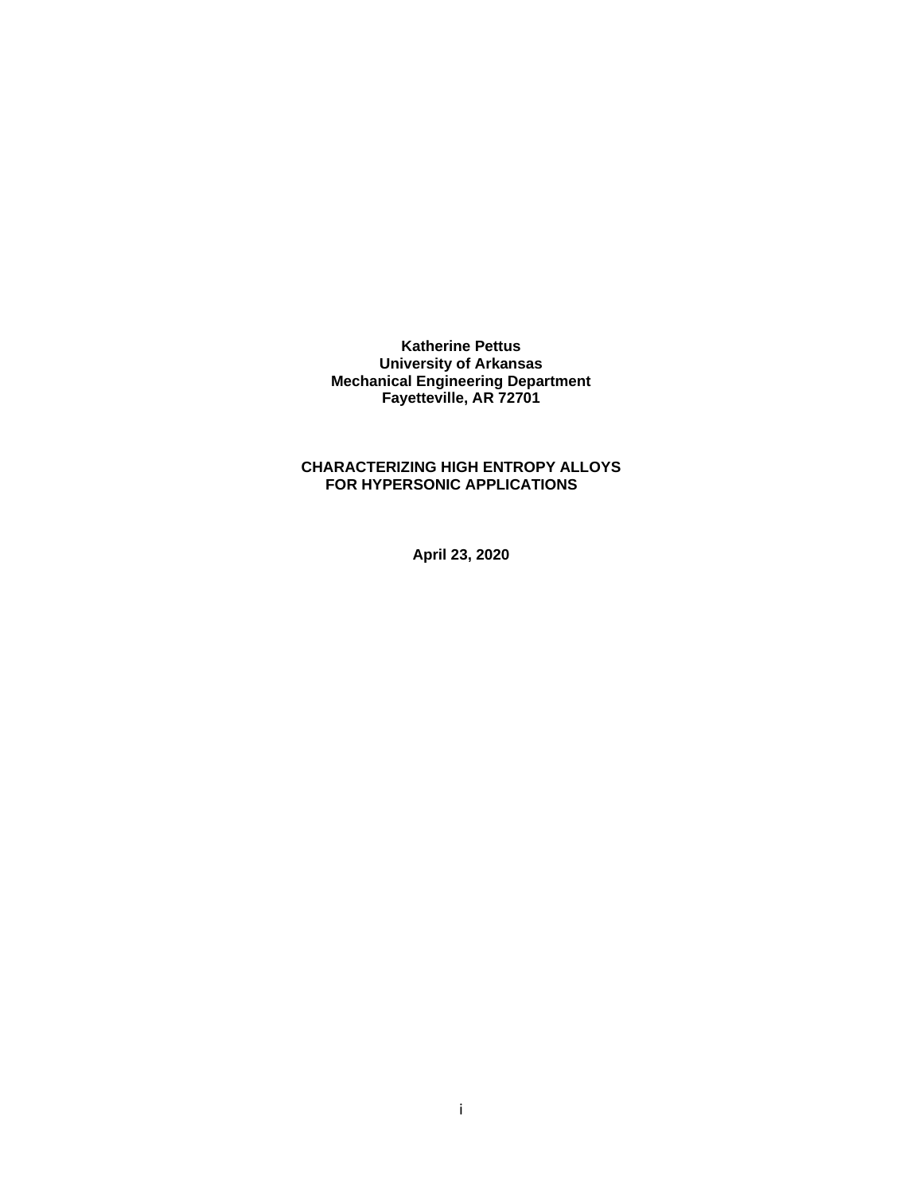**Katherine Pettus**
**University of Arkansas**
**Mechanical Engineering Department**
**Fayetteville, AR 72701**

**CHARACTERIZING HIGH ENTROPY ALLOYS FOR HYPERSONIC APPLICATIONS**

**April 23, 2020**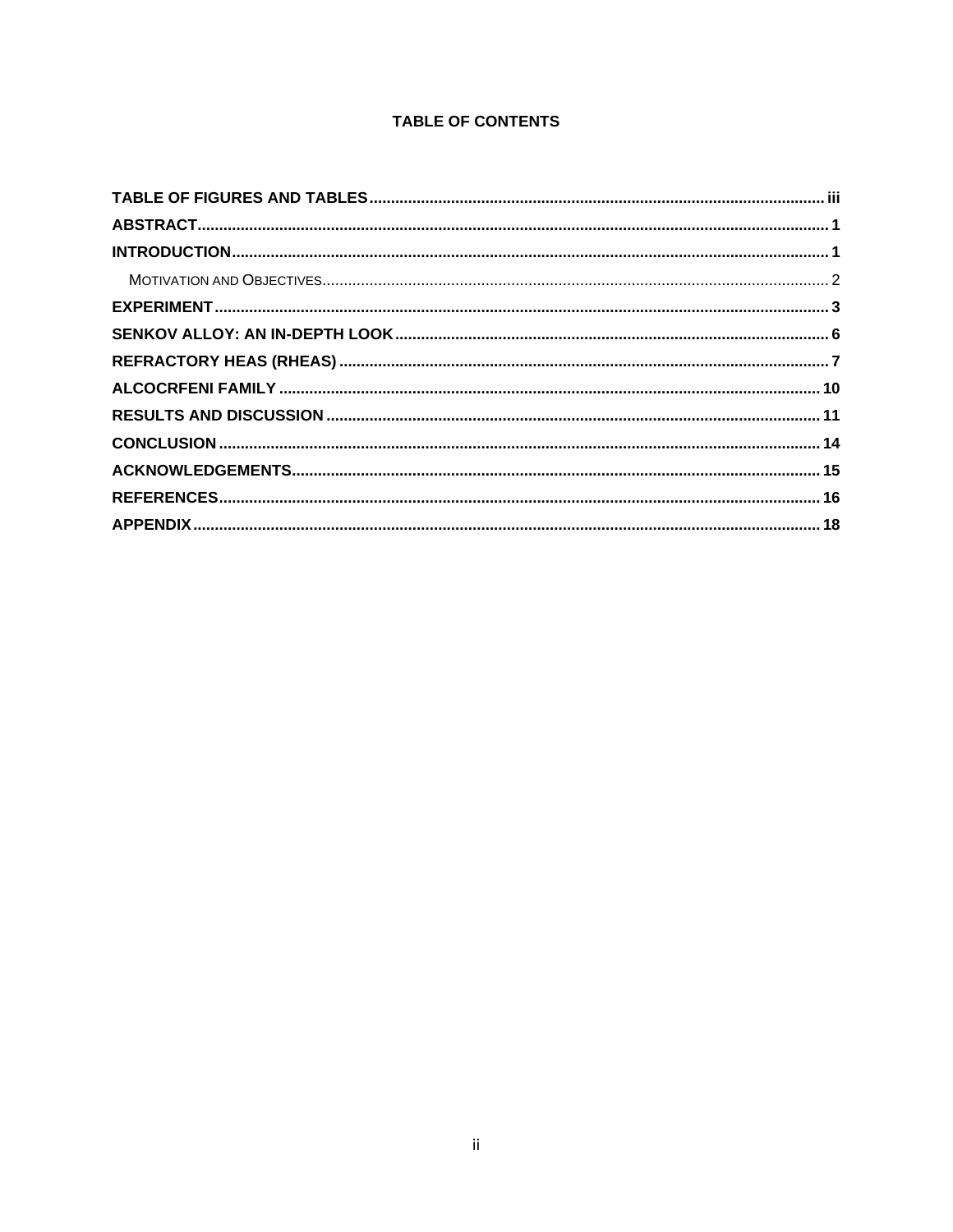# TABLE OF CONTENTS

**TABLE OF FIGURES AND TABLES** ........ iii

**ABSTRACT** ........ 1

**INTRODUCTION** ........ 1

- MOTIVATION AND OBJECTIVES ........ 2

**EXPERIMENT** ........ 3

**SENKOV ALLOY: AN IN-DEPTH LOOK** ........ 6

**REFRACTORY HEAS (RHEAS)** ........ 7

**ALCOCRFENI FAMILY** ........ 10

**RESULTS AND DISCUSSION** ........ 11

**CONCLUSION** ........ 14

**ACKNOWLEDGEMENTS** ........ 15

**REFERENCES** ........ 16

**APPENDIX** ........ 18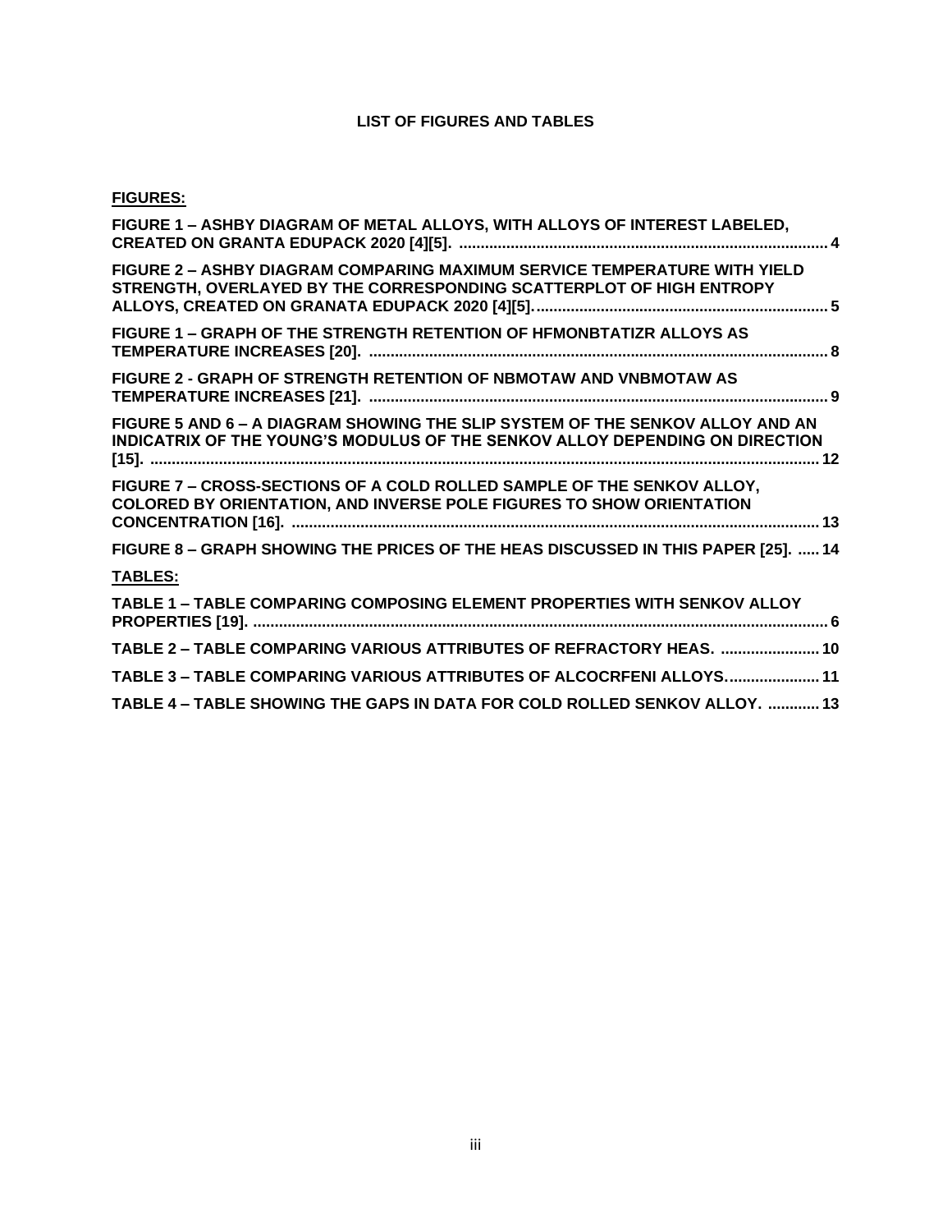**LIST OF FIGURES AND TABLES**

**FIGURES:**

**FIGURE 1 – ASHBY DIAGRAM OF METAL ALLOYS, WITH ALLOYS OF INTEREST LABELED, CREATED ON GRANTA EDUPACK 2020 [4][5]. ..................................................................................... 4**

**FIGURE 2 – ASHBY DIAGRAM COMPARING MAXIMUM SERVICE TEMPERATURE WITH YIELD STRENGTH, OVERLAYED BY THE CORRESPONDING SCATTERPLOT OF HIGH ENTROPY ALLOYS, CREATED ON GRANATA EDUPACK 2020 [4][5]. ..................................................................... 5**

**FIGURE 1 – GRAPH OF THE STRENGTH RETENTION OF HFMONBTATIZR ALLOYS AS TEMPERATURE INCREASES [20]. ........................................................................................................... 8**

**FIGURE 2 - GRAPH OF STRENGTH RETENTION OF NBMOTAW AND VNBMOTAW AS TEMPERATURE INCREASES [21]. ........................................................................................................... 9**

**FIGURE 5 AND 6 – A DIAGRAM SHOWING THE SLIP SYSTEM OF THE SENKOV ALLOY AND AN INDICATRIX OF THE YOUNG'S MODULUS OF THE SENKOV ALLOY DEPENDING ON DIRECTION [15]. .......................................................................................................................................... 12**

**FIGURE 7 – CROSS-SECTIONS OF A COLD ROLLED SAMPLE OF THE SENKOV ALLOY, COLORED BY ORIENTATION, AND INVERSE POLE FIGURES TO SHOW ORIENTATION CONCENTRATION [16]. ........................................................................................................... 13**

**FIGURE 8 – GRAPH SHOWING THE PRICES OF THE HEAS DISCUSSED IN THIS PAPER [25]. ..... 14**

**TABLES:**

**TABLE 1 – TABLE COMPARING COMPOSING ELEMENT PROPERTIES WITH SENKOV ALLOY PROPERTIES [19]. ..................................................................................................................................... 6**

**TABLE 2 – TABLE COMPARING VARIOUS ATTRIBUTES OF REFRACTORY HEAS. ....................... 10**

**TABLE 3 – TABLE COMPARING VARIOUS ATTRIBUTES OF ALCOCRFENI ALLOYS. ..................... 11**

**TABLE 4 – TABLE SHOWING THE GAPS IN DATA FOR COLD ROLLED SENKOV ALLOY. ............ 13**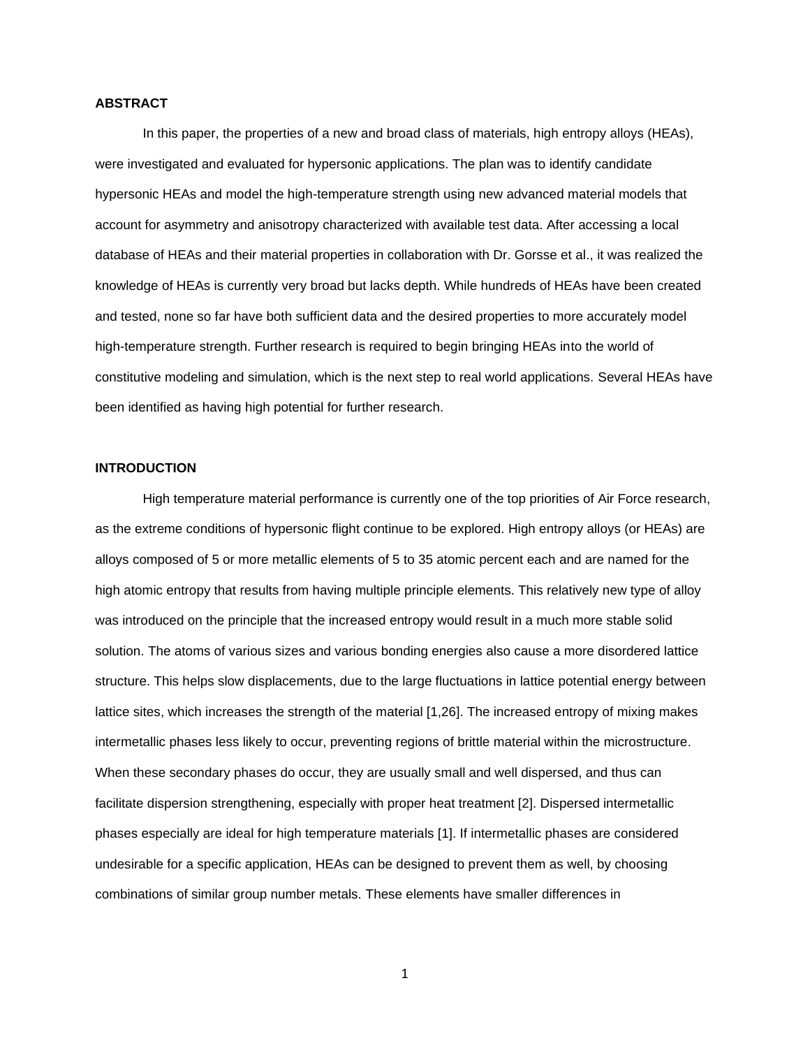## ABSTRACT

In this paper, the properties of a new and broad class of materials, high entropy alloys (HEAs), were investigated and evaluated for hypersonic applications. The plan was to identify candidate hypersonic HEAs and model the high-temperature strength using new advanced material models that account for asymmetry and anisotropy characterized with available test data. After accessing a local database of HEAs and their material properties in collaboration with Dr. Gorsse et al., it was realized the knowledge of HEAs is currently very broad but lacks depth. While hundreds of HEAs have been created and tested, none so far have both sufficient data and the desired properties to more accurately model high-temperature strength. Further research is required to begin bringing HEAs into the world of constitutive modeling and simulation, which is the next step to real world applications. Several HEAs have been identified as having high potential for further research.

## INTRODUCTION

High temperature material performance is currently one of the top priorities of Air Force research, as the extreme conditions of hypersonic flight continue to be explored. High entropy alloys (or HEAs) are alloys composed of 5 or more metallic elements of 5 to 35 atomic percent each and are named for the high atomic entropy that results from having multiple principle elements. This relatively new type of alloy was introduced on the principle that the increased entropy would result in a much more stable solid solution. The atoms of various sizes and various bonding energies also cause a more disordered lattice structure. This helps slow displacements, due to the large fluctuations in lattice potential energy between lattice sites, which increases the strength of the material [1,26]. The increased entropy of mixing makes intermetallic phases less likely to occur, preventing regions of brittle material within the microstructure. When these secondary phases do occur, they are usually small and well dispersed, and thus can facilitate dispersion strengthening, especially with proper heat treatment [2]. Dispersed intermetallic phases especially are ideal for high temperature materials [1]. If intermetallic phases are considered undesirable for a specific application, HEAs can be designed to prevent them as well, by choosing combinations of similar group number metals. These elements have smaller differences in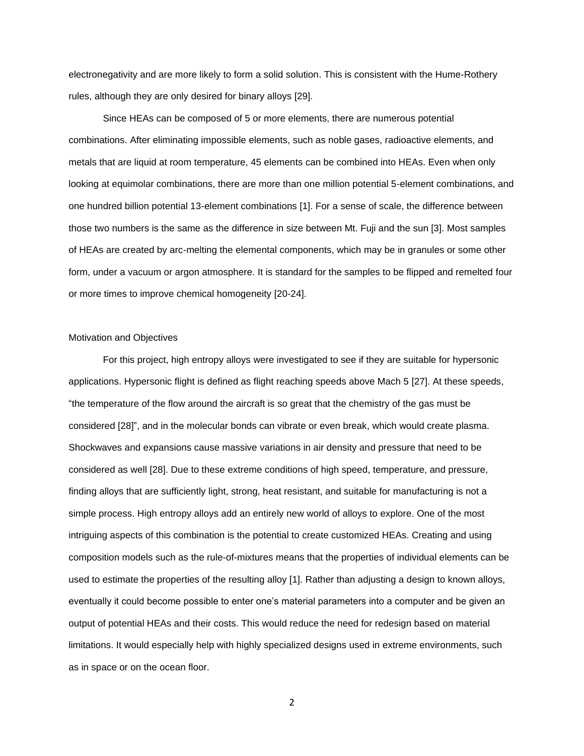electronegativity and are more likely to form a solid solution. This is consistent with the Hume-Rothery rules, although they are only desired for binary alloys [29].

Since HEAs can be composed of 5 or more elements, there are numerous potential combinations. After eliminating impossible elements, such as noble gases, radioactive elements, and metals that are liquid at room temperature, 45 elements can be combined into HEAs. Even when only looking at equimolar combinations, there are more than one million potential 5-element combinations, and one hundred billion potential 13-element combinations [1]. For a sense of scale, the difference between those two numbers is the same as the difference in size between Mt. Fuji and the sun [3]. Most samples of HEAs are created by arc-melting the elemental components, which may be in granules or some other form, under a vacuum or argon atmosphere. It is standard for the samples to be flipped and remelted four or more times to improve chemical homogeneity [20-24].

## Motivation and Objectives

For this project, high entropy alloys were investigated to see if they are suitable for hypersonic applications. Hypersonic flight is defined as flight reaching speeds above Mach 5 [27]. At these speeds, "the temperature of the flow around the aircraft is so great that the chemistry of the gas must be considered [28]", and in the molecular bonds can vibrate or even break, which would create plasma. Shockwaves and expansions cause massive variations in air density and pressure that need to be considered as well [28]. Due to these extreme conditions of high speed, temperature, and pressure, finding alloys that are sufficiently light, strong, heat resistant, and suitable for manufacturing is not a simple process. High entropy alloys add an entirely new world of alloys to explore. One of the most intriguing aspects of this combination is the potential to create customized HEAs. Creating and using composition models such as the rule-of-mixtures means that the properties of individual elements can be used to estimate the properties of the resulting alloy [1]. Rather than adjusting a design to known alloys, eventually it could become possible to enter one's material parameters into a computer and be given an output of potential HEAs and their costs. This would reduce the need for redesign based on material limitations. It would especially help with highly specialized designs used in extreme environments, such as in space or on the ocean floor.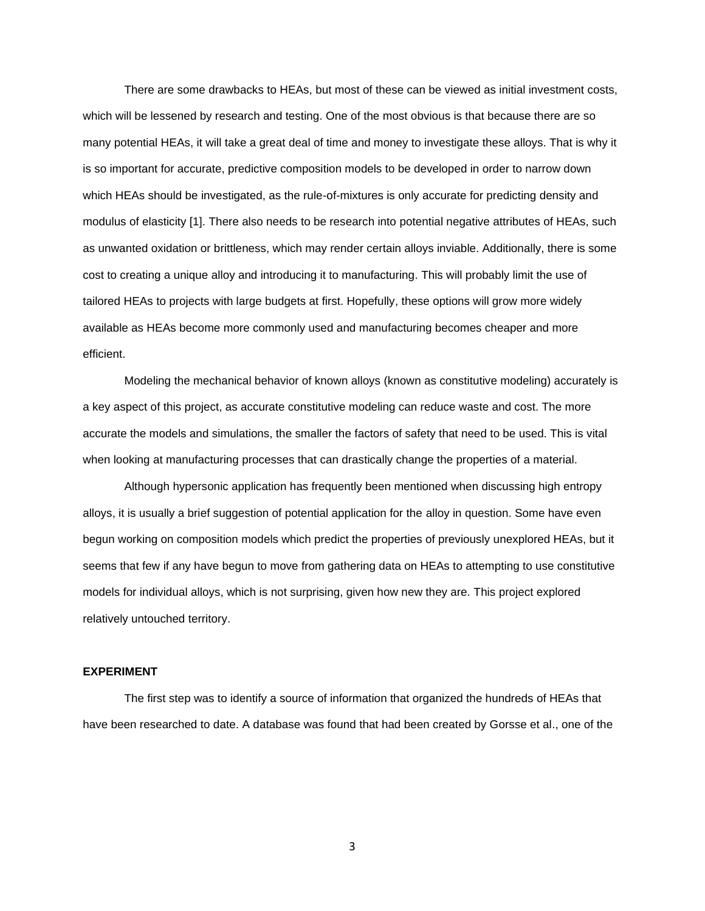There are some drawbacks to HEAs, but most of these can be viewed as initial investment costs, which will be lessened by research and testing. One of the most obvious is that because there are so many potential HEAs, it will take a great deal of time and money to investigate these alloys. That is why it is so important for accurate, predictive composition models to be developed in order to narrow down which HEAs should be investigated, as the rule-of-mixtures is only accurate for predicting density and modulus of elasticity [1]. There also needs to be research into potential negative attributes of HEAs, such as unwanted oxidation or brittleness, which may render certain alloys inviable. Additionally, there is some cost to creating a unique alloy and introducing it to manufacturing. This will probably limit the use of tailored HEAs to projects with large budgets at first. Hopefully, these options will grow more widely available as HEAs become more commonly used and manufacturing becomes cheaper and more efficient.

Modeling the mechanical behavior of known alloys (known as constitutive modeling) accurately is a key aspect of this project, as accurate constitutive modeling can reduce waste and cost. The more accurate the models and simulations, the smaller the factors of safety that need to be used. This is vital when looking at manufacturing processes that can drastically change the properties of a material.

Although hypersonic application has frequently been mentioned when discussing high entropy alloys, it is usually a brief suggestion of potential application for the alloy in question. Some have even begun working on composition models which predict the properties of previously unexplored HEAs, but it seems that few if any have begun to move from gathering data on HEAs to attempting to use constitutive models for individual alloys, which is not surprising, given how new they are. This project explored relatively untouched territory.

**EXPERIMENT**

The first step was to identify a source of information that organized the hundreds of HEAs that have been researched to date. A database was found that had been created by Gorsse et al., one of the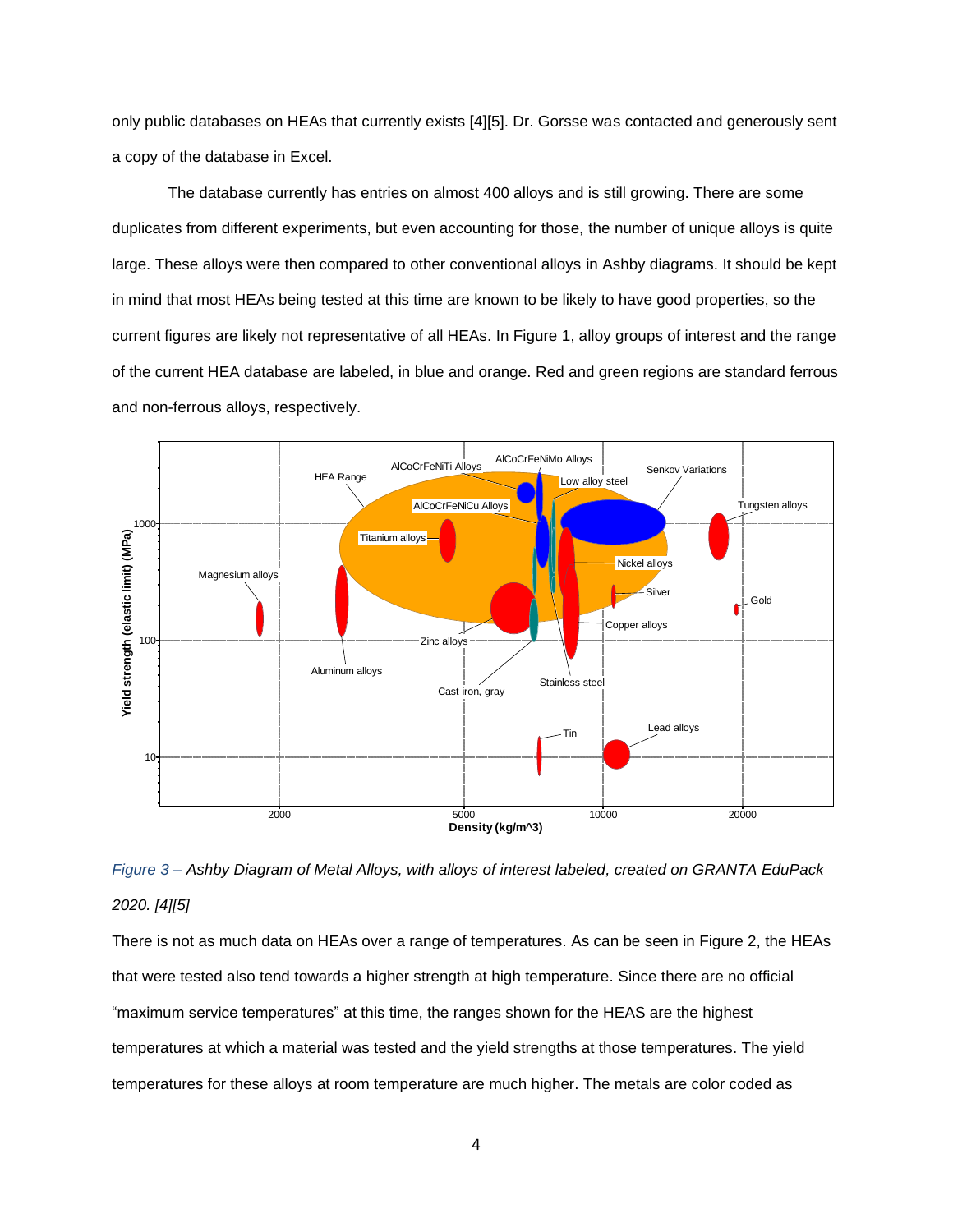only public databases on HEAs that currently exists [4][5]. Dr. Gorsse was contacted and generously sent a copy of the database in Excel.

The database currently has entries on almost 400 alloys and is still growing. There are some duplicates from different experiments, but even accounting for those, the number of unique alloys is quite large. These alloys were then compared to other conventional alloys in Ashby diagrams. It should be kept in mind that most HEAs being tested at this time are known to be likely to have good properties, so the current figures are likely not representative of all HEAs. In Figure 1, alloy groups of interest and the range of the current HEA database are labeled, in blue and orange. Red and green regions are standard ferrous and non-ferrous alloys, respectively.

*Figure 3 – Ashby Diagram of Metal Alloys, with alloys of interest labeled, created on GRANTA EduPack 2020. [4][5]*

There is not as much data on HEAs over a range of temperatures. As can be seen in Figure 2, the HEAs that were tested also tend towards a higher strength at high temperature. Since there are no official "maximum service temperatures" at this time, the ranges shown for the HEAS are the highest temperatures at which a material was tested and the yield strengths at those temperatures. The yield temperatures for these alloys at room temperature are much higher. The metals are color coded as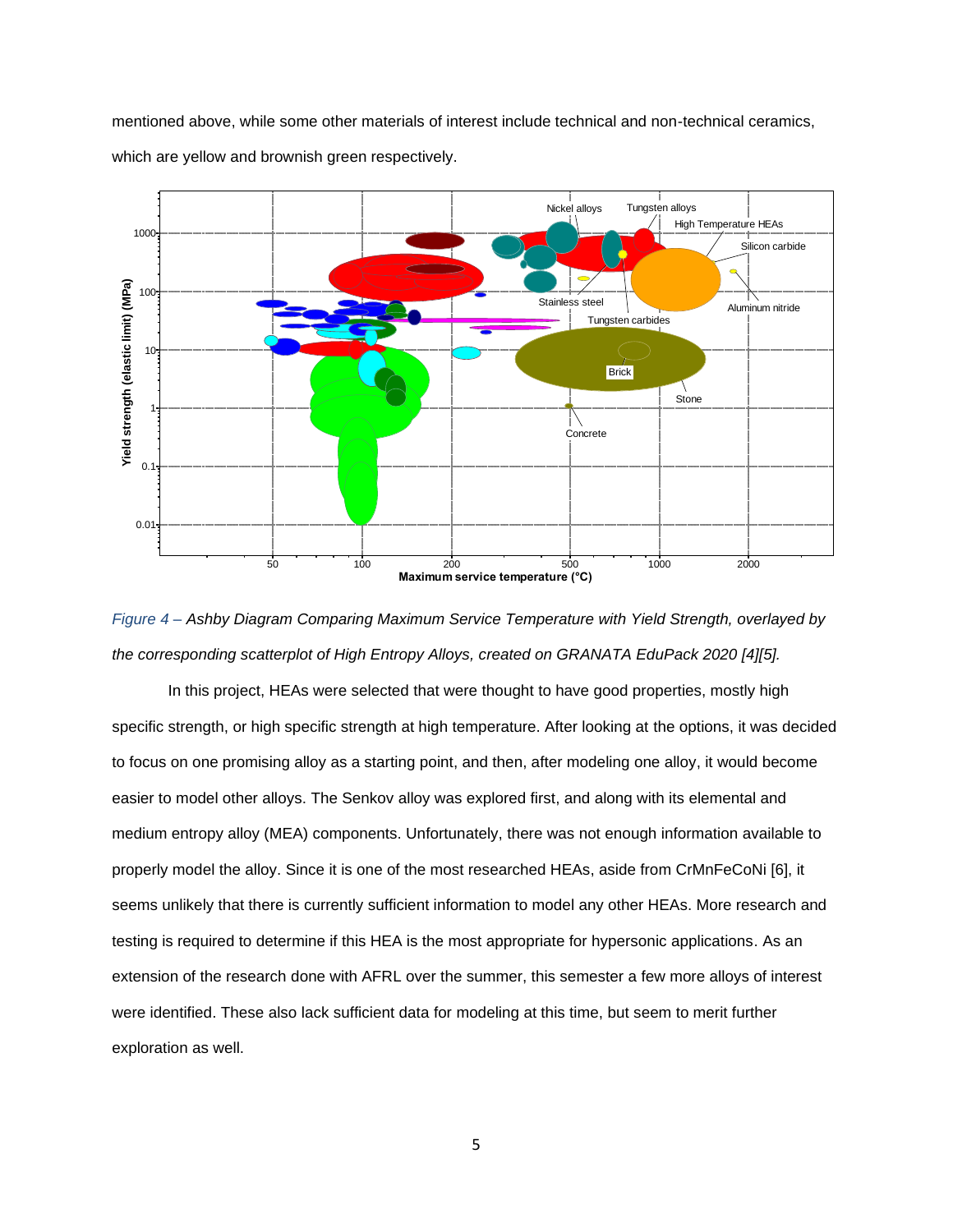mentioned above, while some other materials of interest include technical and non-technical ceramics, which are yellow and brownish green respectively.

*Figure 4 – Ashby Diagram Comparing Maximum Service Temperature with Yield Strength, overlayed by the corresponding scatterplot of High Entropy Alloys, created on GRANATA EduPack 2020 [4][5].*

In this project, HEAs were selected that were thought to have good properties, mostly high specific strength, or high specific strength at high temperature. After looking at the options, it was decided to focus on one promising alloy as a starting point, and then, after modeling one alloy, it would become easier to model other alloys. The Senkov alloy was explored first, and along with its elemental and medium entropy alloy (MEA) components. Unfortunately, there was not enough information available to properly model the alloy. Since it is one of the most researched HEAs, aside from CrMnFeCoNi [6], it seems unlikely that there is currently sufficient information to model any other HEAs. More research and testing is required to determine if this HEA is the most appropriate for hypersonic applications. As an extension of the research done with AFRL over the summer, this semester a few more alloys of interest were identified. These also lack sufficient data for modeling at this time, but seem to merit further exploration as well.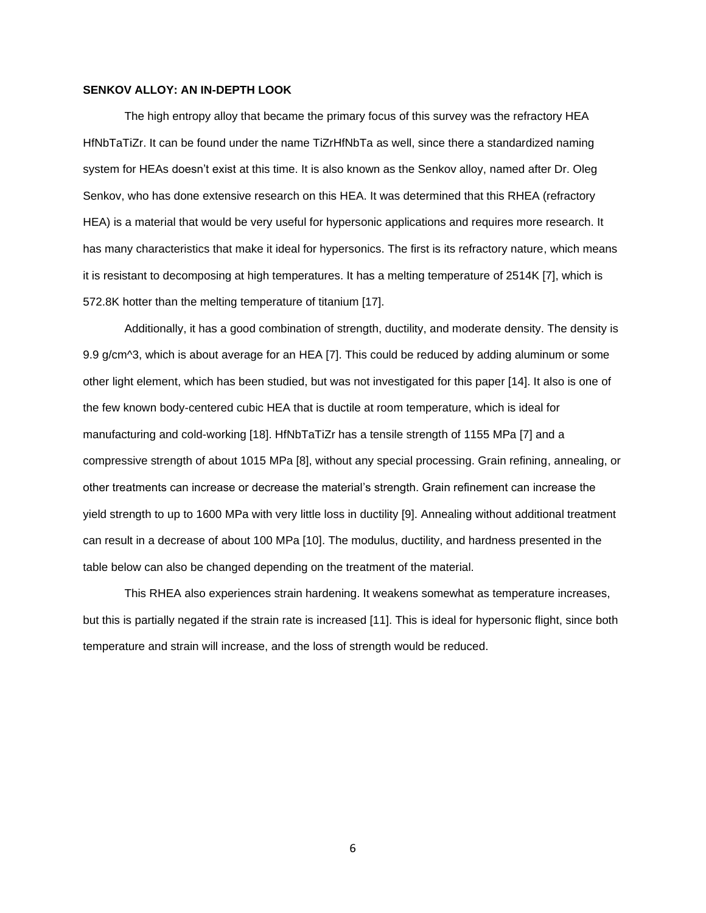**SENKOV ALLOY: AN IN-DEPTH LOOK**

The high entropy alloy that became the primary focus of this survey was the refractory HEA HfNbTaTiZr. It can be found under the name TiZrHfNbTa as well, since there a standardized naming system for HEAs doesn't exist at this time. It is also known as the Senkov alloy, named after Dr. Oleg Senkov, who has done extensive research on this HEA. It was determined that this RHEA (refractory HEA) is a material that would be very useful for hypersonic applications and requires more research. It has many characteristics that make it ideal for hypersonics. The first is its refractory nature, which means it is resistant to decomposing at high temperatures. It has a melting temperature of 2514K [7], which is 572.8K hotter than the melting temperature of titanium [17].

Additionally, it has a good combination of strength, ductility, and moderate density. The density is 9.9 g/cm^3, which is about average for an HEA [7]. This could be reduced by adding aluminum or some other light element, which has been studied, but was not investigated for this paper [14]. It also is one of the few known body-centered cubic HEA that is ductile at room temperature, which is ideal for manufacturing and cold-working [18]. HfNbTaTiZr has a tensile strength of 1155 MPa [7] and a compressive strength of about 1015 MPa [8], without any special processing. Grain refining, annealing, or other treatments can increase or decrease the material's strength. Grain refinement can increase the yield strength to up to 1600 MPa with very little loss in ductility [9]. Annealing without additional treatment can result in a decrease of about 100 MPa [10]. The modulus, ductility, and hardness presented in the table below can also be changed depending on the treatment of the material.

This RHEA also experiences strain hardening. It weakens somewhat as temperature increases, but this is partially negated if the strain rate is increased [11]. This is ideal for hypersonic flight, since both temperature and strain will increase, and the loss of strength would be reduced.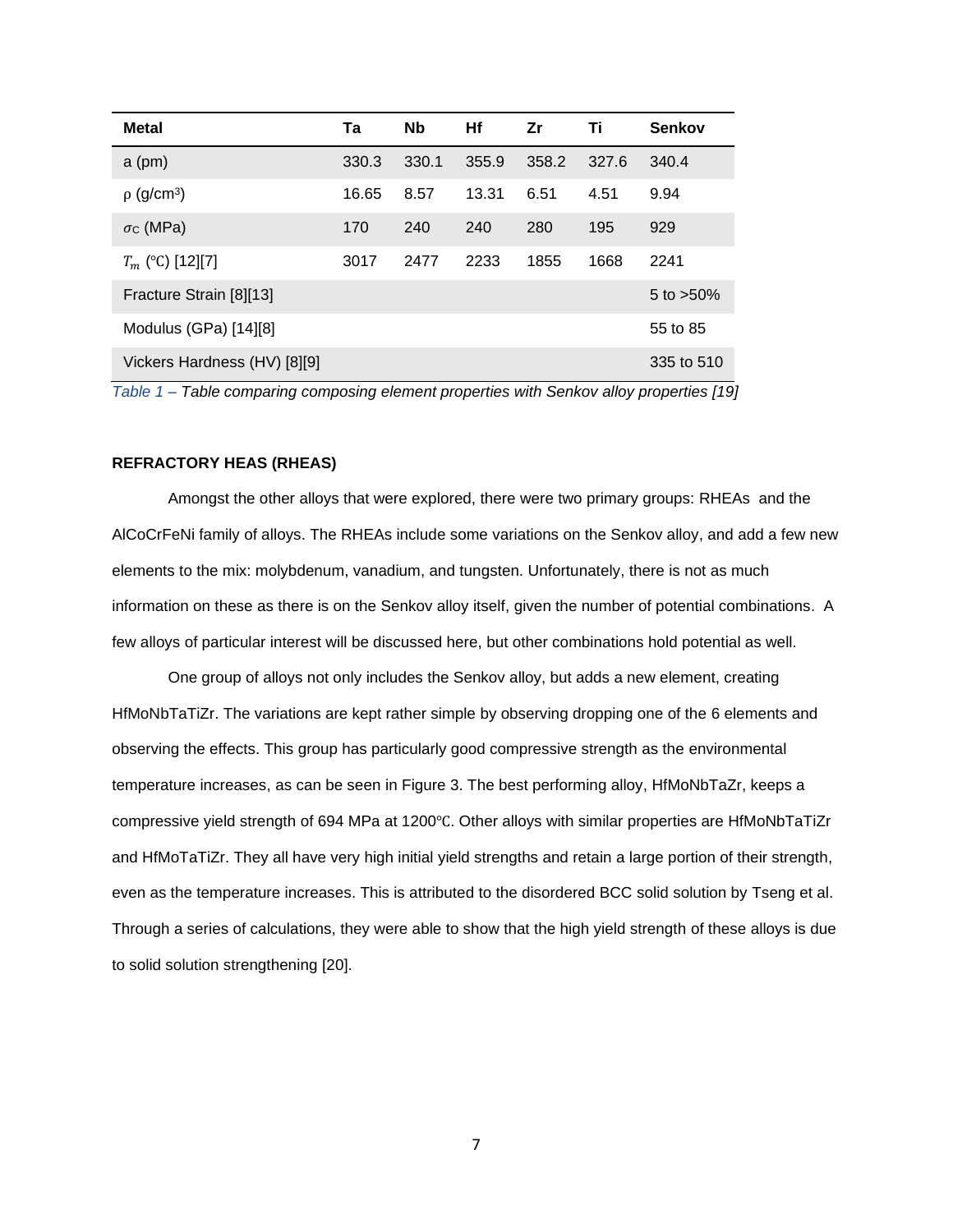| Metal | Ta | Nb | Hf | Zr | Ti | Senkov |
|---|---|---|---|---|---|---|
| a (pm) | 330.3 | 330.1 | 355.9 | 358.2 | 327.6 | 340.4 |
| ρ (g/cm³) | 16.65 | 8.57 | 13.31 | 6.51 | 4.51 | 9.94 |
| $\sigma_C$ (MPa) | 170 | 240 | 240 | 280 | 195 | 929 |
| $T_m$ (℃) [12][7] | 3017 | 2477 | 2233 | 1855 | 1668 | 2241 |
| Fracture Strain [8][13] | | | | | | 5 to >50% |
| Modulus (GPa) [14][8] | | | | | | 55 to 85 |
| Vickers Hardness (HV) [8][9] | | | | | | 335 to 510 |

*Table 1 – Table comparing composing element properties with Senkov alloy properties [19]*

**REFRACTORY HEAS (RHEAS)**

Amongst the other alloys that were explored, there were two primary groups: RHEAs and the AlCoCrFeNi family of alloys. The RHEAs include some variations on the Senkov alloy, and add a few new elements to the mix: molybdenum, vanadium, and tungsten. Unfortunately, there is not as much information on these as there is on the Senkov alloy itself, given the number of potential combinations. A few alloys of particular interest will be discussed here, but other combinations hold potential as well.

One group of alloys not only includes the Senkov alloy, but adds a new element, creating HfMoNbTaTiZr. The variations are kept rather simple by observing dropping one of the 6 elements and observing the effects. This group has particularly good compressive strength as the environmental temperature increases, as can be seen in Figure 3. The best performing alloy, HfMoNbTaZr, keeps a compressive yield strength of 694 MPa at 1200℃. Other alloys with similar properties are HfMoNbTaTiZr and HfMoTaTiZr. They all have very high initial yield strengths and retain a large portion of their strength, even as the temperature increases. This is attributed to the disordered BCC solid solution by Tseng et al. Through a series of calculations, they were able to show that the high yield strength of these alloys is due to solid solution strengthening [20].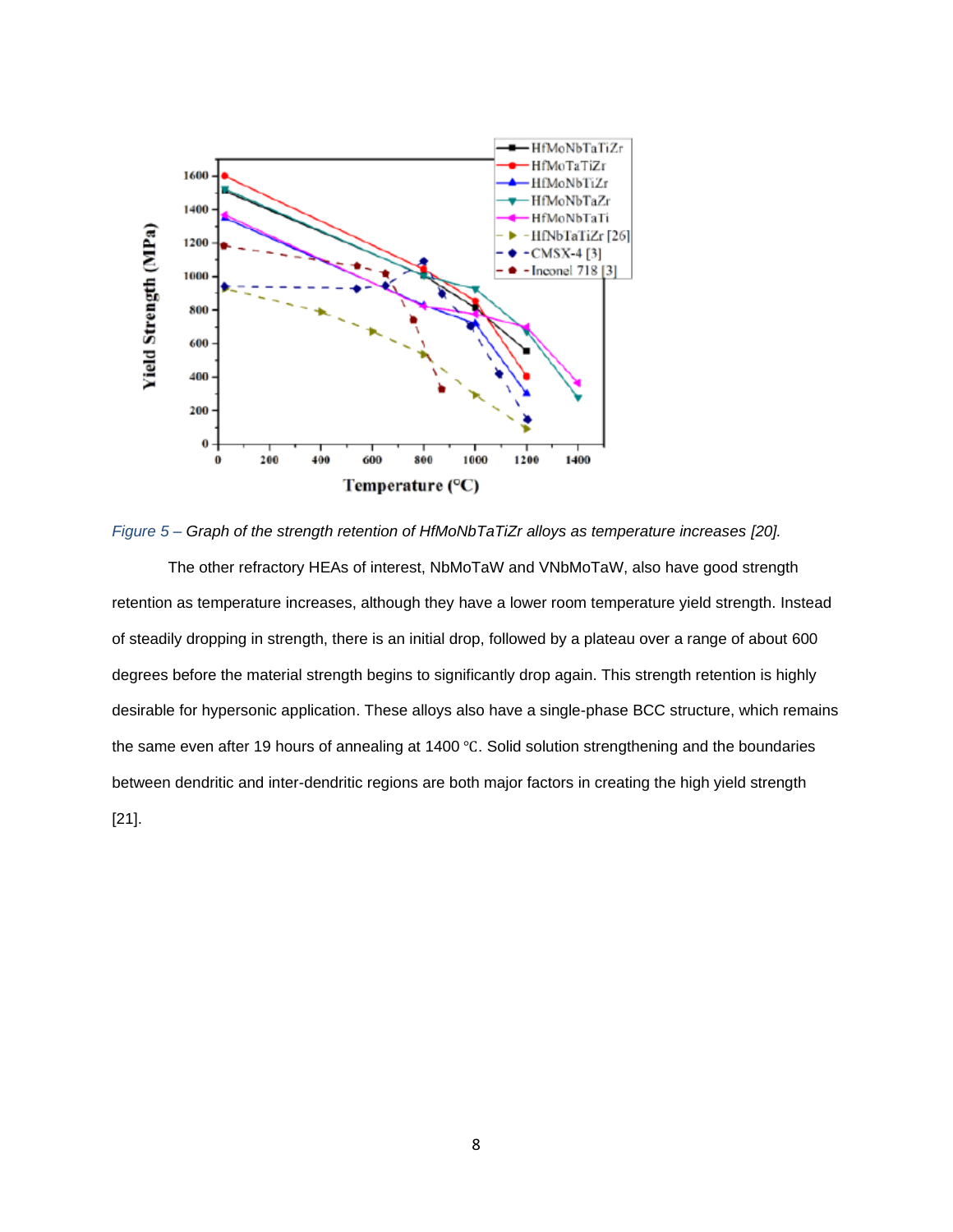*Figure 5 – Graph of the strength retention of HfMoNbTaTiZr alloys as temperature increases [20].*

The other refractory HEAs of interest, NbMoTaW and VNbMoTaW, also have good strength retention as temperature increases, although they have a lower room temperature yield strength. Instead of steadily dropping in strength, there is an initial drop, followed by a plateau over a range of about 600 degrees before the material strength begins to significantly drop again. This strength retention is highly desirable for hypersonic application. These alloys also have a single-phase BCC structure, which remains the same even after 19 hours of annealing at 1400 ℃. Solid solution strengthening and the boundaries between dendritic and inter-dendritic regions are both major factors in creating the high yield strength [21].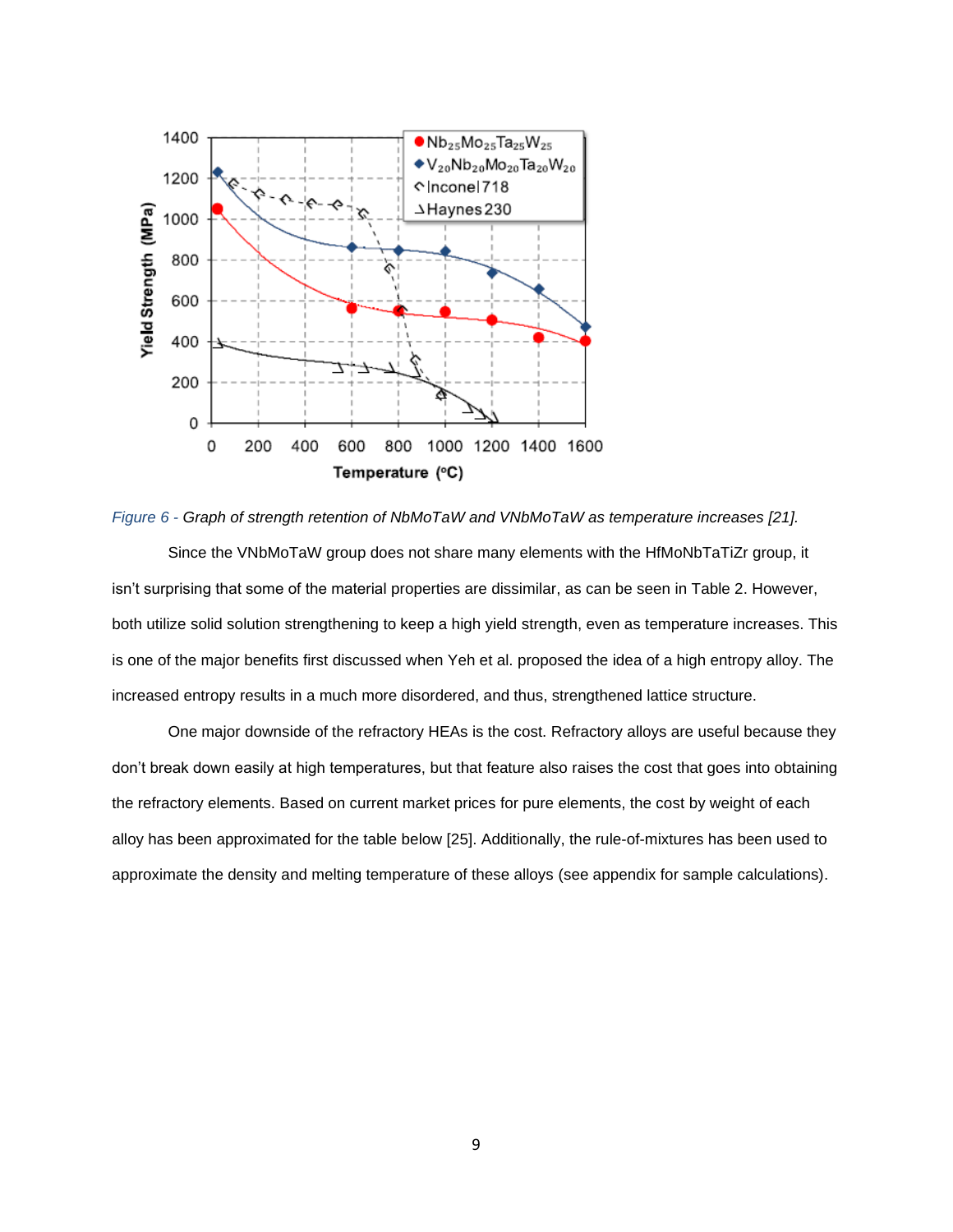*Figure 6 - Graph of strength retention of NbMoTaW and VNbMoTaW as temperature increases [21].*

Since the VNbMoTaW group does not share many elements with the HfMoNbTaTiZr group, it isn't surprising that some of the material properties are dissimilar, as can be seen in Table 2. However, both utilize solid solution strengthening to keep a high yield strength, even as temperature increases. This is one of the major benefits first discussed when Yeh et al. proposed the idea of a high entropy alloy. The increased entropy results in a much more disordered, and thus, strengthened lattice structure.

One major downside of the refractory HEAs is the cost. Refractory alloys are useful because they don't break down easily at high temperatures, but that feature also raises the cost that goes into obtaining the refractory elements. Based on current market prices for pure elements, the cost by weight of each alloy has been approximated for the table below [25]. Additionally, the rule-of-mixtures has been used to approximate the density and melting temperature of these alloys (see appendix for sample calculations).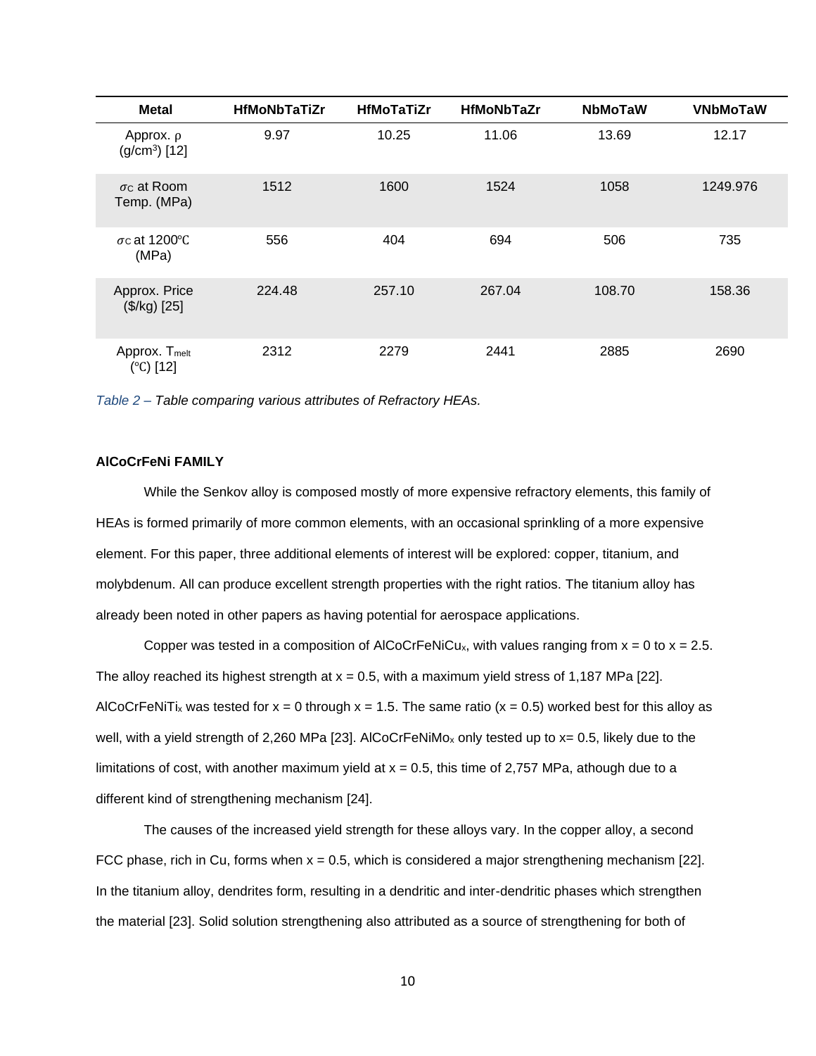| Metal | HfMoNbTaTiZr | HfMoTaTiZr | HfMoNbTaZr | NbMoTaW | VNbMoTaW |
|---|---|---|---|---|---|
| Approx. ρ ($g/cm^3$) [12] | 9.97 | 10.25 | 11.06 | 13.69 | 12.17 |
| $\sigma_C$ at Room Temp. (MPa) | 1512 | 1600 | 1524 | 1058 | 1249.976 |
| $\sigma_C$ at 1200℃ (MPa) | 556 | 404 | 694 | 506 | 735 |
| Approx. Price ($/kg) [25] | 224.48 | 257.10 | 267.04 | 108.70 | 158.36 |
| Approx. $T_{melt}$ (℃) [12] | 2312 | 2279 | 2441 | 2885 | 2690 |

*Table 2 – Table comparing various attributes of Refractory HEAs.*

**AlCoCrFeNi FAMILY**

While the Senkov alloy is composed mostly of more expensive refractory elements, this family of HEAs is formed primarily of more common elements, with an occasional sprinkling of a more expensive element. For this paper, three additional elements of interest will be explored: copper, titanium, and molybdenum. All can produce excellent strength properties with the right ratios. The titanium alloy has already been noted in other papers as having potential for aerospace applications.

Copper was tested in a composition of $AlCoCrFeNiCu_x$, with values ranging from $x = 0$ to $x = 2.5$. The alloy reached its highest strength at $x = 0.5$, with a maximum yield stress of 1,187 MPa [22]. $AlCoCrFeNiTi_x$ was tested for $x = 0$ through $x = 1.5$. The same ratio ($x = 0.5$) worked best for this alloy as well, with a yield strength of 2,260 MPa [23]. $AlCoCrFeNiMo_x$ only tested up to $x = 0.5$, likely due to the limitations of cost, with another maximum yield at $x = 0.5$, this time of 2,757 MPa, athough due to a different kind of strengthening mechanism [24].

The causes of the increased yield strength for these alloys vary. In the copper alloy, a second FCC phase, rich in Cu, forms when $x = 0.5$, which is considered a major strengthening mechanism [22]. In the titanium alloy, dendrites form, resulting in a dendritic and inter-dendritic phases which strengthen the material [23]. Solid solution strengthening also attributed as a source of strengthening for both of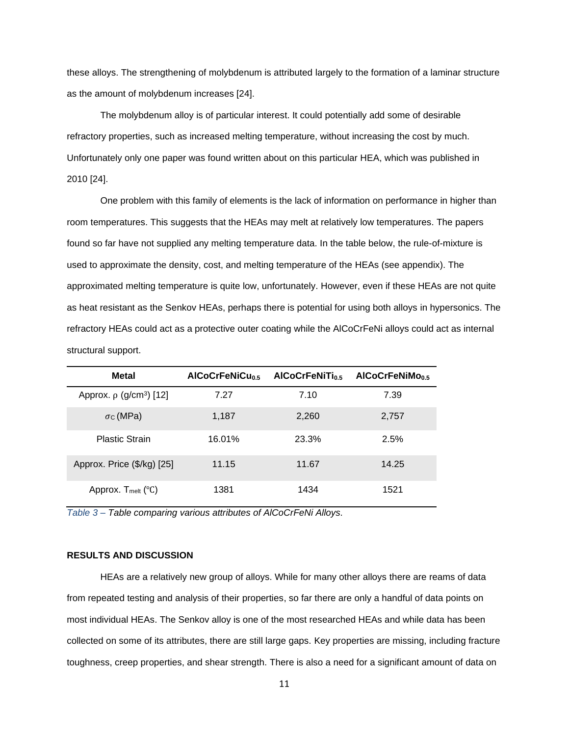these alloys. The strengthening of molybdenum is attributed largely to the formation of a laminar structure as the amount of molybdenum increases [24].

The molybdenum alloy is of particular interest. It could potentially add some of desirable refractory properties, such as increased melting temperature, without increasing the cost by much. Unfortunately only one paper was found written about on this particular HEA, which was published in 2010 [24].

One problem with this family of elements is the lack of information on performance in higher than room temperatures. This suggests that the HEAs may melt at relatively low temperatures. The papers found so far have not supplied any melting temperature data. In the table below, the rule-of-mixture is used to approximate the density, cost, and melting temperature of the HEAs (see appendix). The approximated melting temperature is quite low, unfortunately. However, even if these HEAs are not quite as heat resistant as the Senkov HEAs, perhaps there is potential for using both alloys in hypersonics. The refractory HEAs could act as a protective outer coating while the AlCoCrFeNi alloys could act as internal structural support.

| Metal | $AlCoCrFeNiCu_{0.5}$ | $AlCoCrFeNiTi_{0.5}$ | $AlCoCrFeNiMo_{0.5}$ |
|---|---|---|---|
| Approx. $\rho$ ($g/cm^3$) [12] | 7.27 | 7.10 | 7.39 |
| $\sigma_C$ (MPa) | 1,187 | 2,260 | 2,757 |
| Plastic Strain | 16.01% | 23.3% | 2.5% |
| Approx. Price ($/kg) [25] | 11.15 | 11.67 | 14.25 |
| Approx. $T_{melt}$ (℃) | 1381 | 1434 | 1521 |

*Table 3 – Table comparing various attributes of AlCoCrFeNi Alloys.*

**RESULTS AND DISCUSSION**

HEAs are a relatively new group of alloys. While for many other alloys there are reams of data from repeated testing and analysis of their properties, so far there are only a handful of data points on most individual HEAs. The Senkov alloy is one of the most researched HEAs and while data has been collected on some of its attributes, there are still large gaps. Key properties are missing, including fracture toughness, creep properties, and shear strength. There is also a need for a significant amount of data on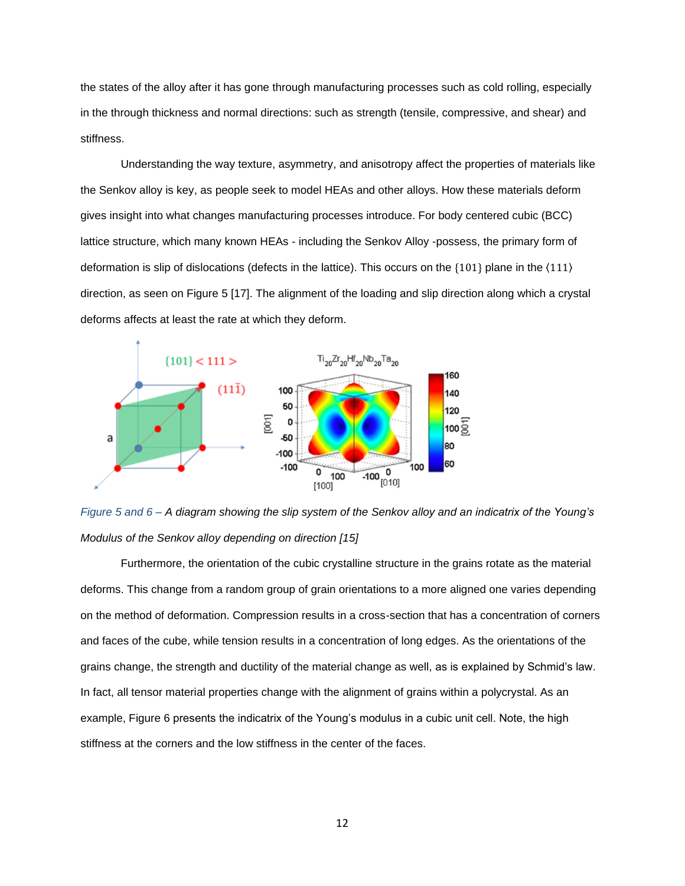the states of the alloy after it has gone through manufacturing processes such as cold rolling, especially in the through thickness and normal directions: such as strength (tensile, compressive, and shear) and stiffness.

Understanding the way texture, asymmetry, and anisotropy affect the properties of materials like the Senkov alloy is key, as people seek to model HEAs and other alloys. How these materials deform gives insight into what changes manufacturing processes introduce. For body centered cubic (BCC) lattice structure, which many known HEAs - including the Senkov Alloy -possess, the primary form of deformation is slip of dislocations (defects in the lattice). This occurs on the $\{101\}$ plane in the $\langle 111 \rangle$ direction, as seen on Figure 5 [17]. The alignment of the loading and slip direction along which a crystal deforms affects at least the rate at which they deform.

*Figure 5 and 6 – A diagram showing the slip system of the Senkov alloy and an indicatrix of the Young's Modulus of the Senkov alloy depending on direction [15]*

Furthermore, the orientation of the cubic crystalline structure in the grains rotate as the material deforms. This change from a random group of grain orientations to a more aligned one varies depending on the method of deformation. Compression results in a cross-section that has a concentration of corners and faces of the cube, while tension results in a concentration of long edges. As the orientations of the grains change, the strength and ductility of the material change as well, as is explained by Schmid's law. In fact, all tensor material properties change with the alignment of grains within a polycrystal. As an example, Figure 6 presents the indicatrix of the Young's modulus in a cubic unit cell. Note, the high stiffness at the corners and the low stiffness in the center of the faces.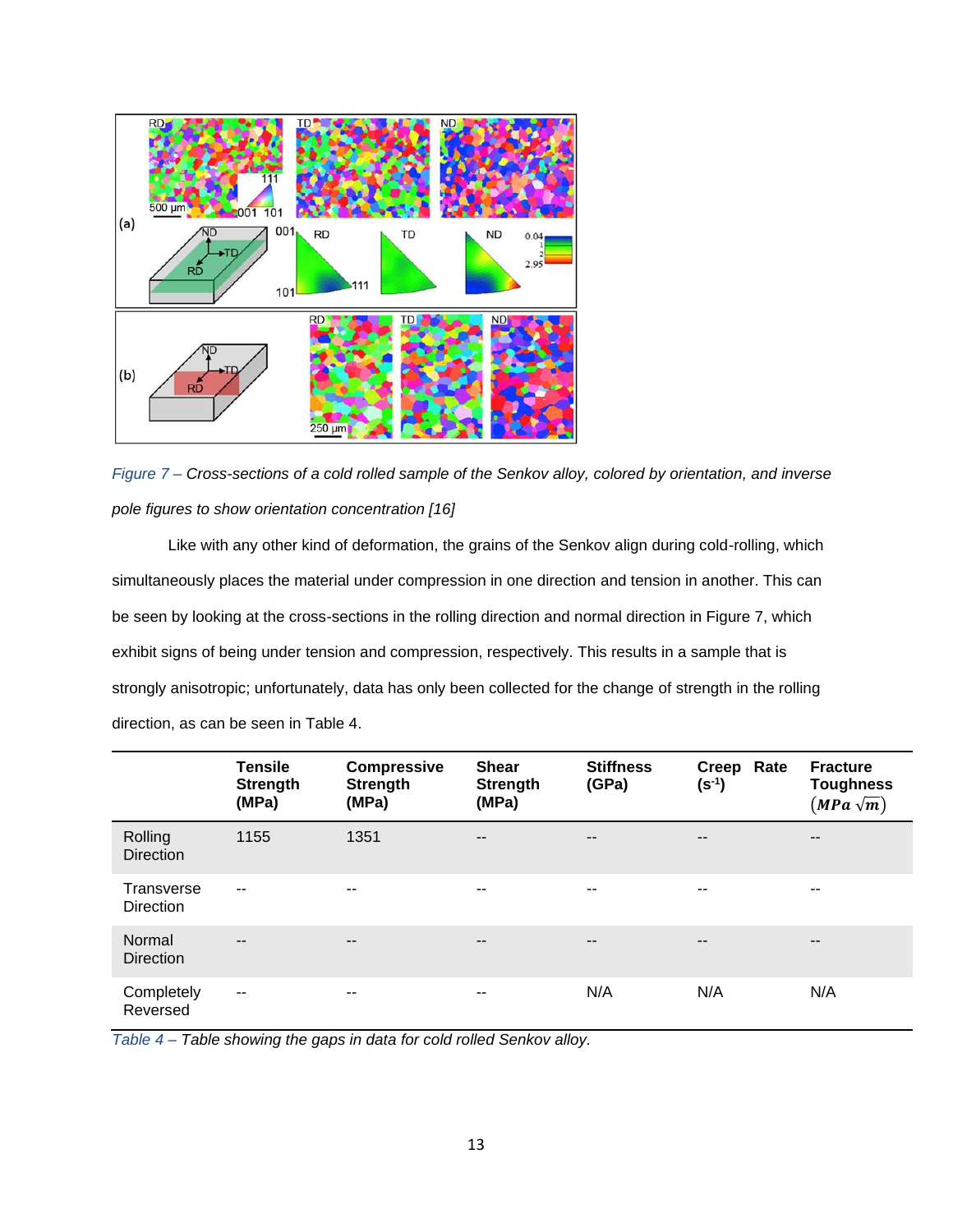*Figure 7 – Cross-sections of a cold rolled sample of the Senkov alloy, colored by orientation, and inverse pole figures to show orientation concentration [16]*

Like with any other kind of deformation, the grains of the Senkov align during cold-rolling, which simultaneously places the material under compression in one direction and tension in another. This can be seen by looking at the cross-sections in the rolling direction and normal direction in Figure 7, which exhibit signs of being under tension and compression, respectively. This results in a sample that is strongly anisotropic; unfortunately, data has only been collected for the change of strength in the rolling direction, as can be seen in Table 4.

| | **Tensile Strength (MPa)** | **Compressive Strength (MPa)** | **Shear Strength (MPa)** | **Stiffness (GPa)** | **Creep Rate ($s^{-1}$)** | **Fracture Toughness ($MPa\sqrt{m}$)** |
|---|---|---|---|---|---|---|
| Rolling Direction | 1155 | 1351 | -- | -- | -- | -- |
| Transverse Direction | -- | -- | -- | -- | -- | -- |
| Normal Direction | -- | -- | -- | -- | -- | -- |
| Completely Reversed | -- | -- | -- | N/A | N/A | N/A |

*Table 4 – Table showing the gaps in data for cold rolled Senkov alloy.*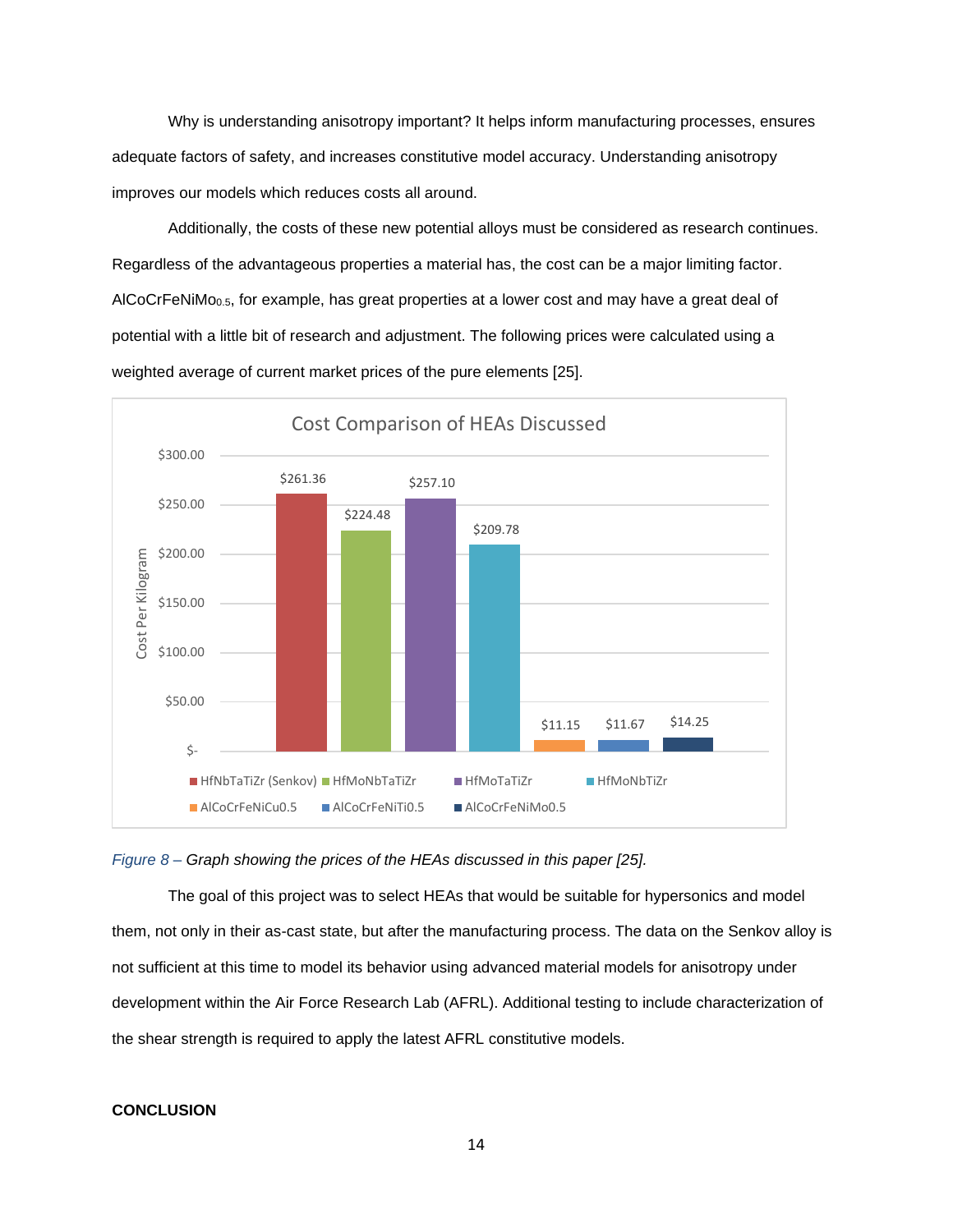Why is understanding anisotropy important? It helps inform manufacturing processes, ensures adequate factors of safety, and increases constitutive model accuracy. Understanding anisotropy improves our models which reduces costs all around.

Additionally, the costs of these new potential alloys must be considered as research continues. Regardless of the advantageous properties a material has, the cost can be a major limiting factor. $AlCoCrFeNiMo_{0.5}$, for example, has great properties at a lower cost and may have a great deal of potential with a little bit of research and adjustment. The following prices were calculated using a weighted average of current market prices of the pure elements [25].

**Cost Comparison of HEAs Discussed**

| Alloy | Cost Per Kilogram |
|---|---|
| HfNbTaTiZr (Senkov) | $261.36 |
| HfMoNbTaTiZr | $224.48 |
| HfMoTaTiZr | $257.10 |
| HfMoNbTiZr | $209.78 |
| AlCoCrFeNiCu0.5 | $11.15 |
| AlCoCrFeNiTi0.5 | $11.67 |
| AlCoCrFeNiMo0.5 | $14.25 |

*Figure 8 – Graph showing the prices of the HEAs discussed in this paper [25].*

The goal of this project was to select HEAs that would be suitable for hypersonics and model them, not only in their as-cast state, but after the manufacturing process. The data on the Senkov alloy is not sufficient at this time to model its behavior using advanced material models for anisotropy under development within the Air Force Research Lab (AFRL). Additional testing to include characterization of the shear strength is required to apply the latest AFRL constitutive models.

## CONCLUSION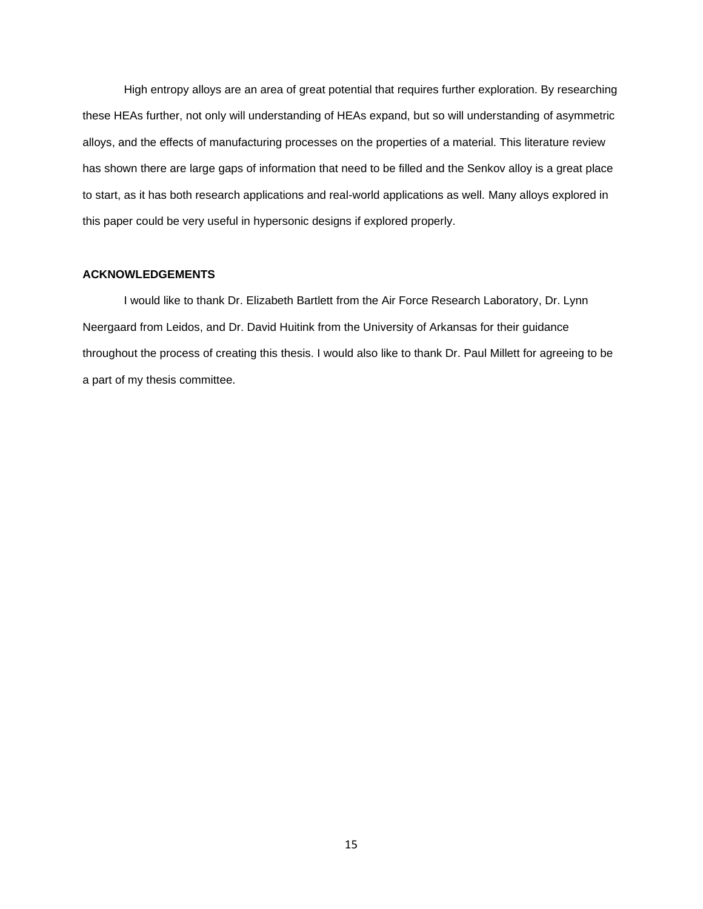High entropy alloys are an area of great potential that requires further exploration. By researching these HEAs further, not only will understanding of HEAs expand, but so will understanding of asymmetric alloys, and the effects of manufacturing processes on the properties of a material. This literature review has shown there are large gaps of information that need to be filled and the Senkov alloy is a great place to start, as it has both research applications and real-world applications as well. Many alloys explored in this paper could be very useful in hypersonic designs if explored properly.

## ACKNOWLEDGEMENTS

I would like to thank Dr. Elizabeth Bartlett from the Air Force Research Laboratory, Dr. Lynn Neergaard from Leidos, and Dr. David Huitink from the University of Arkansas for their guidance throughout the process of creating this thesis. I would also like to thank Dr. Paul Millett for agreeing to be a part of my thesis committee.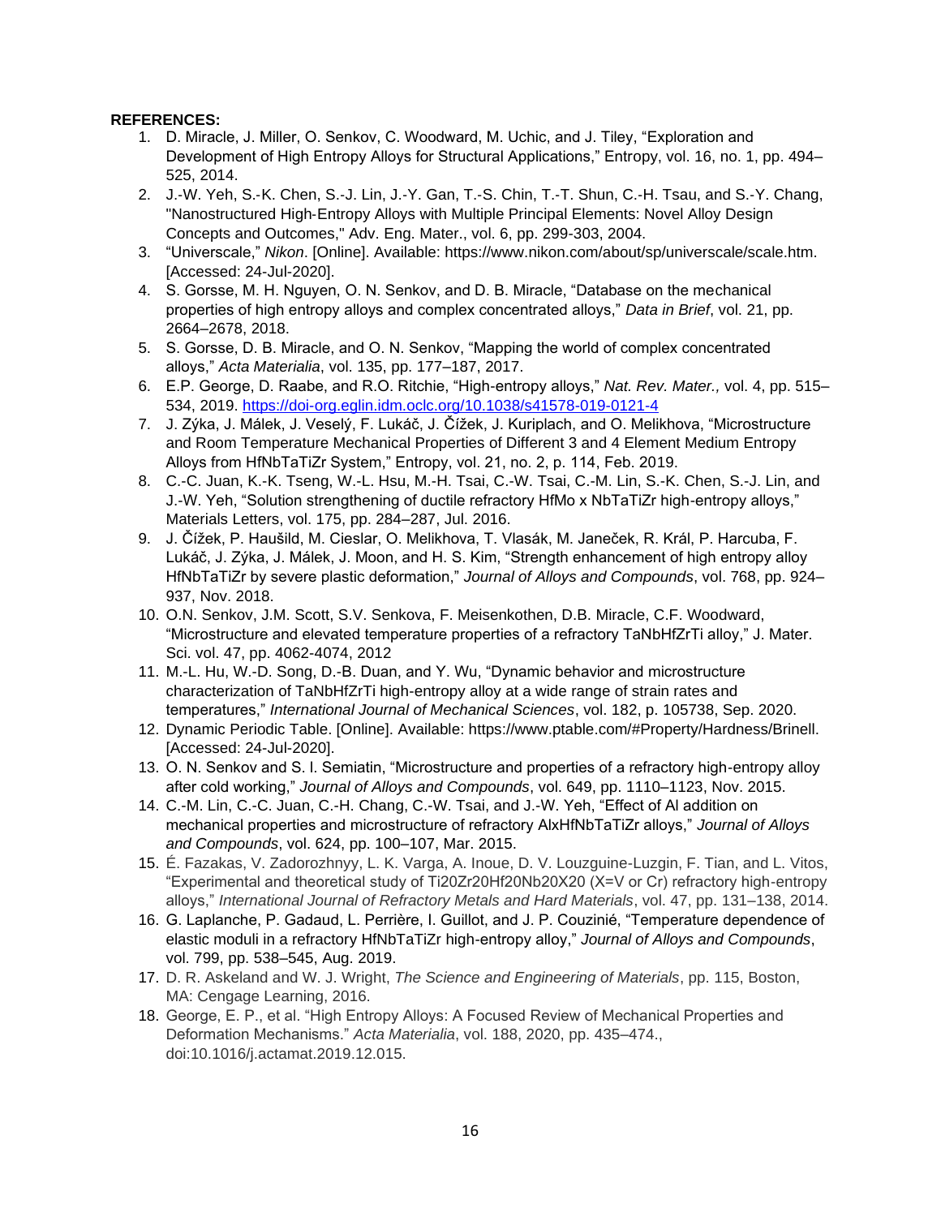**REFERENCES:**

1. D. Miracle, J. Miller, O. Senkov, C. Woodward, M. Uchic, and J. Tiley, "Exploration and Development of High Entropy Alloys for Structural Applications," Entropy, vol. 16, no. 1, pp. 494–525, 2014.
2. J.-W. Yeh, S.-K. Chen, S.-J. Lin, J.-Y. Gan, T.-S. Chin, T.-T. Shun, C.-H. Tsau, and S.-Y. Chang, "Nanostructured High-Entropy Alloys with Multiple Principal Elements: Novel Alloy Design Concepts and Outcomes," Adv. Eng. Mater., vol. 6, pp. 299-303, 2004.
3. "Universcale," *Nikon*. [Online]. Available: https://www.nikon.com/about/sp/universcale/scale.htm. [Accessed: 24-Jul-2020].
4. S. Gorsse, M. H. Nguyen, O. N. Senkov, and D. B. Miracle, "Database on the mechanical properties of high entropy alloys and complex concentrated alloys," *Data in Brief*, vol. 21, pp. 2664–2678, 2018.
5. S. Gorsse, D. B. Miracle, and O. N. Senkov, "Mapping the world of complex concentrated alloys," *Acta Materialia*, vol. 135, pp. 177–187, 2017.
6. E.P. George, D. Raabe, and R.O. Ritchie, "High-entropy alloys," *Nat. Rev. Mater.,* vol. 4, pp. 515–534, 2019. https://doi-org.eglin.idm.oclc.org/10.1038/s41578-019-0121-4
7. J. Zýka, J. Málek, J. Veselý, F. Lukáč, J. Čížek, J. Kuriplach, and O. Melikhova, "Microstructure and Room Temperature Mechanical Properties of Different 3 and 4 Element Medium Entropy Alloys from HfNbTaTiZr System," Entropy, vol. 21, no. 2, p. 114, Feb. 2019.
8. C.-C. Juan, K.-K. Tseng, W.-L. Hsu, M.-H. Tsai, C.-W. Tsai, C.-M. Lin, S.-K. Chen, S.-J. Lin, and J.-W. Yeh, "Solution strengthening of ductile refractory HfMo x NbTaTiZr high-entropy alloys," Materials Letters, vol. 175, pp. 284–287, Jul. 2016.
9. J. Čížek, P. Haušild, M. Cieslar, O. Melikhova, T. Vlasák, M. Janeček, R. Král, P. Harcuba, F. Lukáč, J. Zýka, J. Málek, J. Moon, and H. S. Kim, "Strength enhancement of high entropy alloy HfNbTaTiZr by severe plastic deformation," *Journal of Alloys and Compounds*, vol. 768, pp. 924–937, Nov. 2018.
10. O.N. Senkov, J.M. Scott, S.V. Senkova, F. Meisenkothen, D.B. Miracle, C.F. Woodward, "Microstructure and elevated temperature properties of a refractory TaNbHfZrTi alloy," J. Mater. Sci. vol. 47, pp. 4062-4074, 2012
11. M.-L. Hu, W.-D. Song, D.-B. Duan, and Y. Wu, "Dynamic behavior and microstructure characterization of TaNbHfZrTi high-entropy alloy at a wide range of strain rates and temperatures," *International Journal of Mechanical Sciences*, vol. 182, p. 105738, Sep. 2020.
12. Dynamic Periodic Table. [Online]. Available: https://www.ptable.com/#Property/Hardness/Brinell. [Accessed: 24-Jul-2020].
13. O. N. Senkov and S. I. Semiatin, "Microstructure and properties of a refractory high-entropy alloy after cold working," *Journal of Alloys and Compounds*, vol. 649, pp. 1110–1123, Nov. 2015.
14. C.-M. Lin, C.-C. Juan, C.-H. Chang, C.-W. Tsai, and J.-W. Yeh, "Effect of Al addition on mechanical properties and microstructure of refractory AlxHfNbTaTiZr alloys," *Journal of Alloys and Compounds*, vol. 624, pp. 100–107, Mar. 2015.
15. É. Fazakas, V. Zadorozhnyy, L. K. Varga, A. Inoue, D. V. Louzguine-Luzgin, F. Tian, and L. Vitos, "Experimental and theoretical study of Ti20Zr20Hf20Nb20X20 (X=V or Cr) refractory high-entropy alloys," *International Journal of Refractory Metals and Hard Materials*, vol. 47, pp. 131–138, 2014.
16. G. Laplanche, P. Gadaud, L. Perrière, I. Guillot, and J. P. Couzinié, "Temperature dependence of elastic moduli in a refractory HfNbTaTiZr high-entropy alloy," *Journal of Alloys and Compounds*, vol. 799, pp. 538–545, Aug. 2019.
17. D. R. Askeland and W. J. Wright, *The Science and Engineering of Materials*, pp. 115, Boston, MA: Cengage Learning, 2016.
18. George, E. P., et al. "High Entropy Alloys: A Focused Review of Mechanical Properties and Deformation Mechanisms." *Acta Materialia*, vol. 188, 2020, pp. 435–474., doi:10.1016/j.actamat.2019.12.015.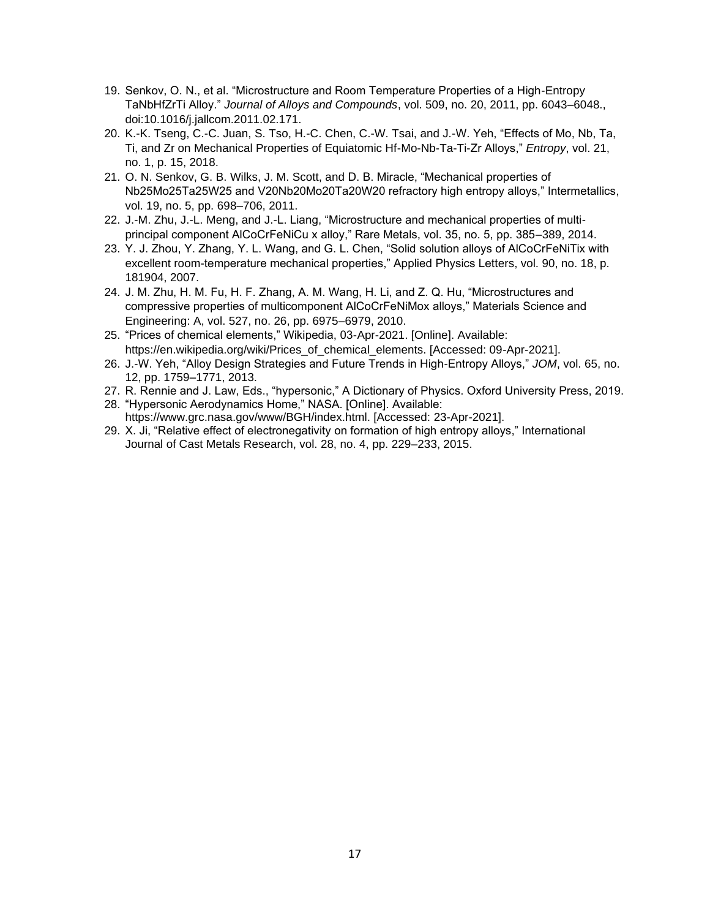19. Senkov, O. N., et al. “Microstructure and Room Temperature Properties of a High-Entropy TaNbHfZrTi Alloy.” *Journal of Alloys and Compounds*, vol. 509, no. 20, 2011, pp. 6043–6048., doi:10.1016/j.jallcom.2011.02.171.
20. K.-K. Tseng, C.-C. Juan, S. Tso, H.-C. Chen, C.-W. Tsai, and J.-W. Yeh, “Effects of Mo, Nb, Ta, Ti, and Zr on Mechanical Properties of Equiatomic Hf-Mo-Nb-Ta-Ti-Zr Alloys,” *Entropy*, vol. 21, no. 1, p. 15, 2018.
21. O. N. Senkov, G. B. Wilks, J. M. Scott, and D. B. Miracle, “Mechanical properties of Nb25Mo25Ta25W25 and V20Nb20Mo20Ta20W20 refractory high entropy alloys,” Intermetallics, vol. 19, no. 5, pp. 698–706, 2011.
22. J.-M. Zhu, J.-L. Meng, and J.-L. Liang, “Microstructure and mechanical properties of multi-principal component AlCoCrFeNiCu x alloy,” Rare Metals, vol. 35, no. 5, pp. 385–389, 2014.
23. Y. J. Zhou, Y. Zhang, Y. L. Wang, and G. L. Chen, “Solid solution alloys of AlCoCrFeNiTix with excellent room-temperature mechanical properties,” Applied Physics Letters, vol. 90, no. 18, p. 181904, 2007.
24. J. M. Zhu, H. M. Fu, H. F. Zhang, A. M. Wang, H. Li, and Z. Q. Hu, “Microstructures and compressive properties of multicomponent AlCoCrFeNiMox alloys,” Materials Science and Engineering: A, vol. 527, no. 26, pp. 6975–6979, 2010.
25. “Prices of chemical elements,” Wikipedia, 03-Apr-2021. [Online]. Available: https://en.wikipedia.org/wiki/Prices_of_chemical_elements. [Accessed: 09-Apr-2021].
26. J.-W. Yeh, “Alloy Design Strategies and Future Trends in High-Entropy Alloys,” *JOM*, vol. 65, no. 12, pp. 1759–1771, 2013.
27. R. Rennie and J. Law, Eds., “hypersonic,” A Dictionary of Physics. Oxford University Press, 2019.
28. “Hypersonic Aerodynamics Home,” NASA. [Online]. Available: https://www.grc.nasa.gov/www/BGH/index.html. [Accessed: 23-Apr-2021].
29. X. Ji, “Relative effect of electronegativity on formation of high entropy alloys,” International Journal of Cast Metals Research, vol. 28, no. 4, pp. 229–233, 2015.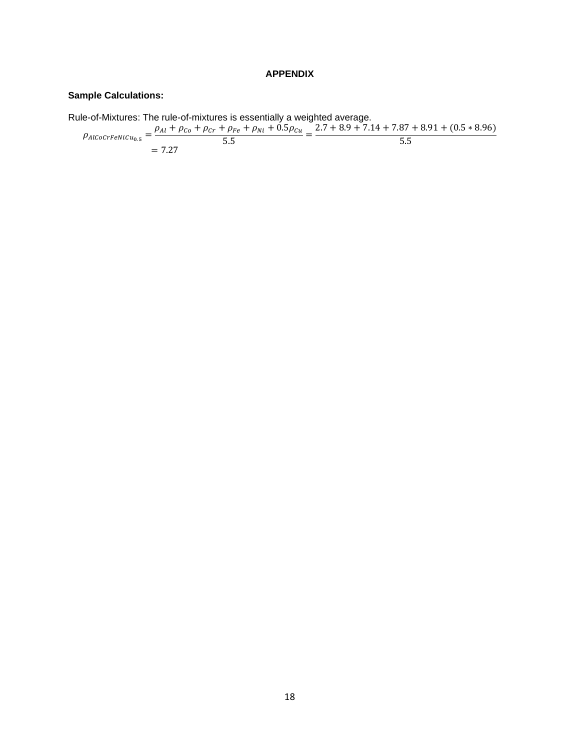## APPENDIX

**Sample Calculations:**

Rule-of-Mixtures: The rule-of-mixtures is essentially a weighted average.

$$\rho_{AlCoCrFeNiCu_{0.5}} = \frac{\rho_{Al} + \rho_{Co} + \rho_{Cr} + \rho_{Fe} + \rho_{Ni} + 0.5\rho_{Cu}}{5.5} = \frac{2.7 + 8.9 + 7.14 + 7.87 + 8.91 + (0.5 * 8.96)}{5.5}$$

$$= 7.27$$